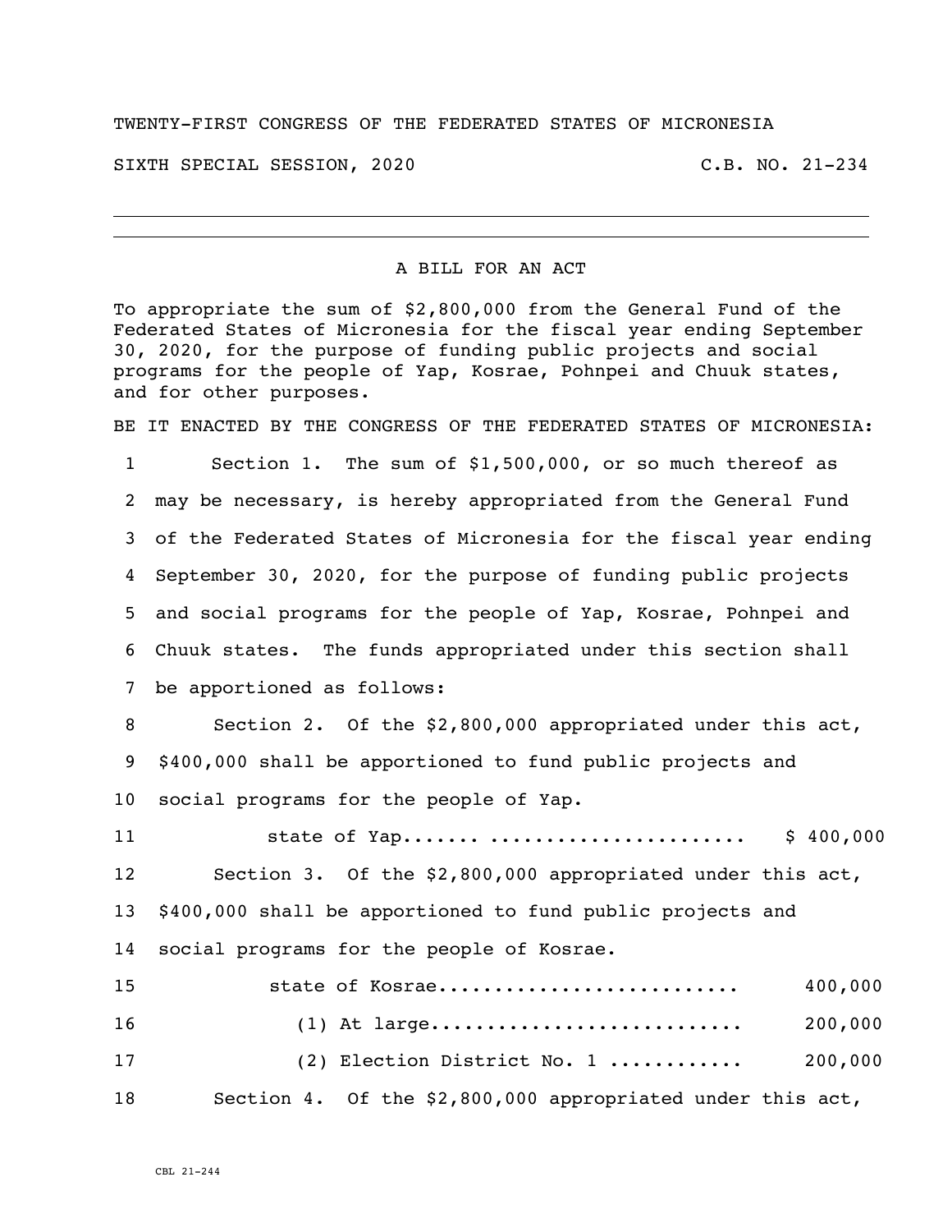TWENTY-FIRST CONGRESS OF THE FEDERATED STATES OF MICRONESIA

SIXTH SPECIAL SESSION, 2020 C.B. NO. 21-234

---

A BILL FOR AN ACT

To appropriate the sum of $2,800,000 from the General Fund of the Federated States of Micronesia for the fiscal year ending September 30, 2020, for the purpose of funding public projects and social programs for the people of Yap, Kosrae, Pohnpei and Chuuk states, and for other purposes.

BE IT ENACTED BY THE CONGRESS OF THE FEDERATED STATES OF MICRONESIA:

1 Section 1. The sum of $1,500,000, or so much thereof as
2 may be necessary, is hereby appropriated from the General Fund
3 of the Federated States of Micronesia for the fiscal year ending
4 September 30, 2020, for the purpose of funding public projects
5 and social programs for the people of Yap, Kosrae, Pohnpei and
6 Chuuk states. The funds appropriated under this section shall
7 be apportioned as follows:

8 Section 2. Of the $2,800,000 appropriated under this act,
9 $400,000 shall be apportioned to fund public projects and
10 social programs for the people of Yap.

11 state of Yap....... ...................... $ 400,000

12 Section 3. Of the $2,800,000 appropriated under this act,
13 $400,000 shall be apportioned to fund public projects and
14 social programs for the people of Kosrae.

15 state of Kosrae.......................... 400,000

16 (1) At large.......................... 200,000

17 (2) Election District No. 1 ........... 200,000

18 Section 4. Of the $2,800,000 appropriated under this act,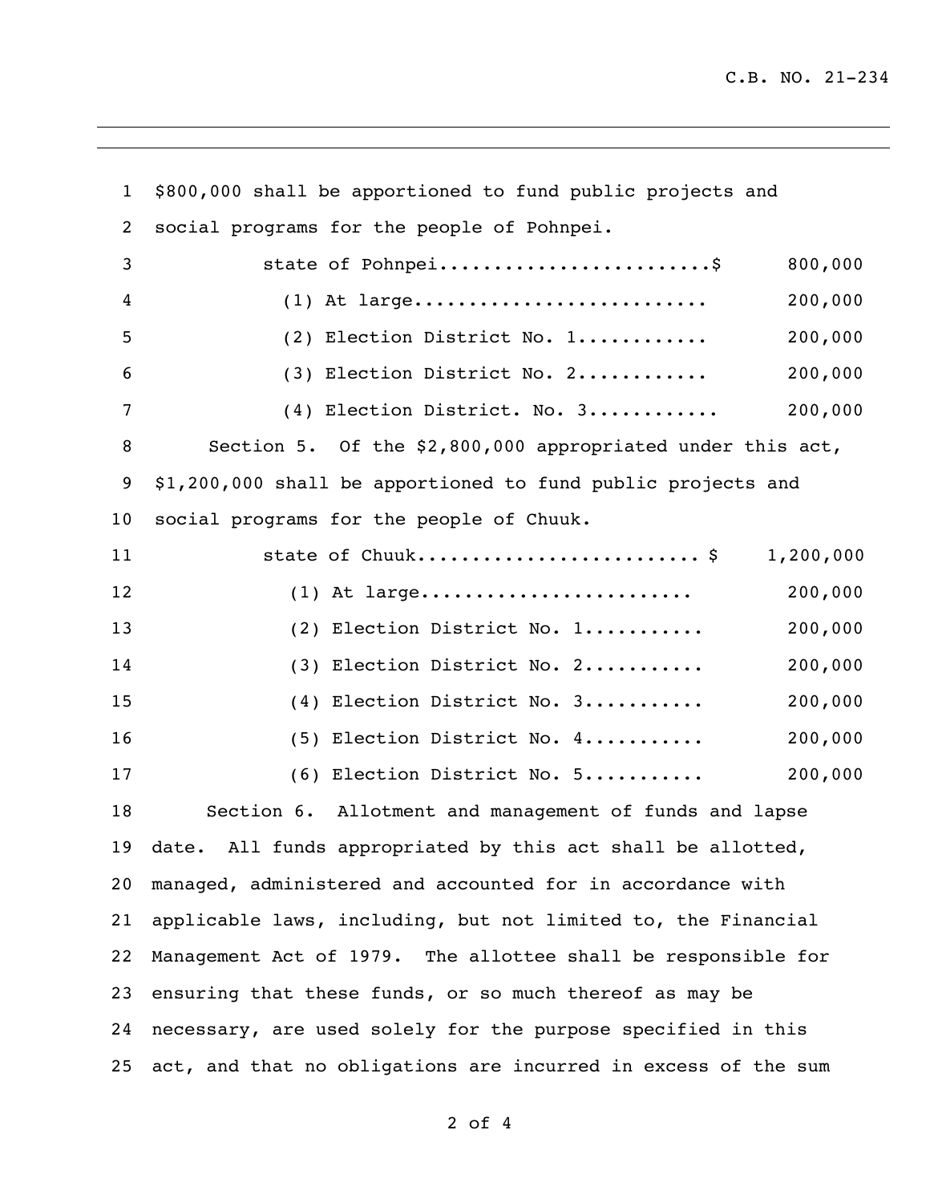$800,000 shall be apportioned to fund public projects and social programs for the people of Pohnpei.

| | |
|---|---|
| state of Pohnpei........................$ | 800,000 |
| (1) At large.......................... | 200,000 |
| (2) Election District No. 1........... | 200,000 |
| (3) Election District No. 2........... | 200,000 |
| (4) Election District. No. 3........... | 200,000 |

Section 5. Of the $2,800,000 appropriated under this act, $1,200,000 shall be apportioned to fund public projects and social programs for the people of Chuuk.

| | |
|---|---|
| state of Chuuk......................... $ | 1,200,000 |
| (1) At large........................ | 200,000 |
| (2) Election District No. 1.......... | 200,000 |
| (3) Election District No. 2.......... | 200,000 |
| (4) Election District No. 3.......... | 200,000 |
| (5) Election District No. 4.......... | 200,000 |
| (6) Election District No. 5.......... | 200,000 |

Section 6. Allotment and management of funds and lapse date. All funds appropriated by this act shall be allotted, managed, administered and accounted for in accordance with applicable laws, including, but not limited to, the Financial Management Act of 1979. The allottee shall be responsible for ensuring that these funds, or so much thereof as may be necessary, are used solely for the purpose specified in this act, and that no obligations are incurred in excess of the sum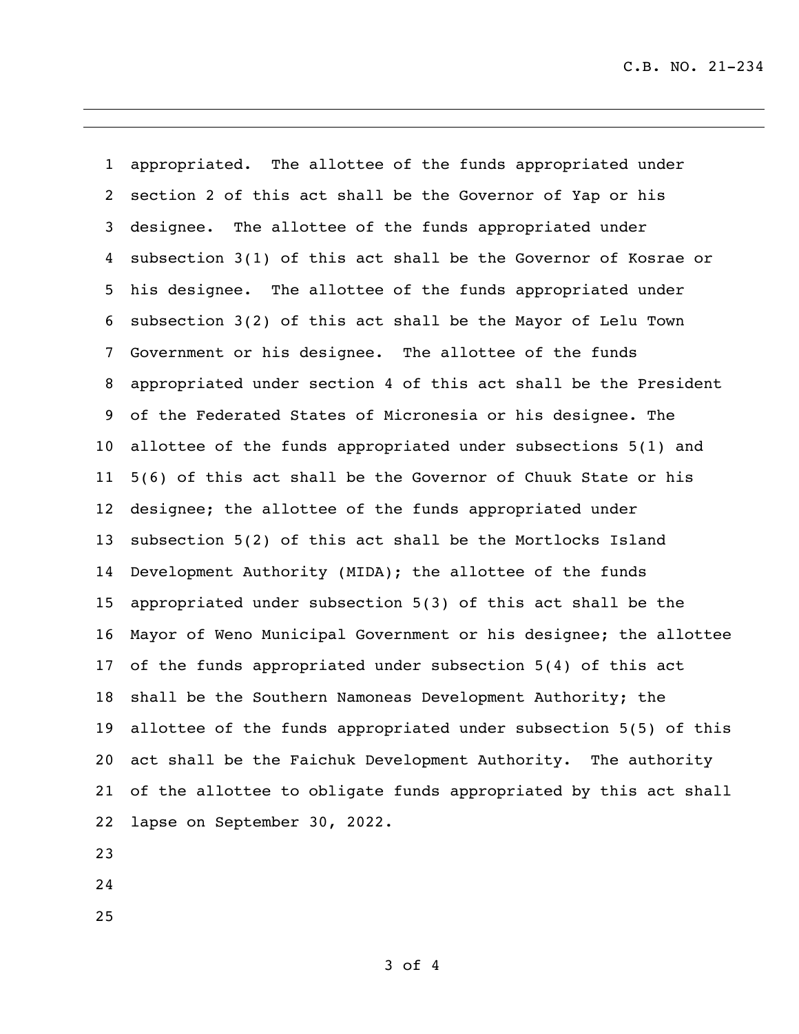appropriated. The allottee of the funds appropriated under section 2 of this act shall be the Governor of Yap or his designee. The allottee of the funds appropriated under subsection 3(1) of this act shall be the Governor of Kosrae or his designee. The allottee of the funds appropriated under subsection 3(2) of this act shall be the Mayor of Lelu Town Government or his designee. The allottee of the funds appropriated under section 4 of this act shall be the President of the Federated States of Micronesia or his designee. The allottee of the funds appropriated under subsections 5(1) and 5(6) of this act shall be the Governor of Chuuk State or his designee; the allottee of the funds appropriated under subsection 5(2) of this act shall be the Mortlocks Island Development Authority (MIDA); the allottee of the funds appropriated under subsection 5(3) of this act shall be the Mayor of Weno Municipal Government or his designee; the allottee of the funds appropriated under subsection 5(4) of this act shall be the Southern Namoneas Development Authority; the allottee of the funds appropriated under subsection 5(5) of this act shall be the Faichuk Development Authority. The authority of the allottee to obligate funds appropriated by this act shall lapse on September 30, 2022.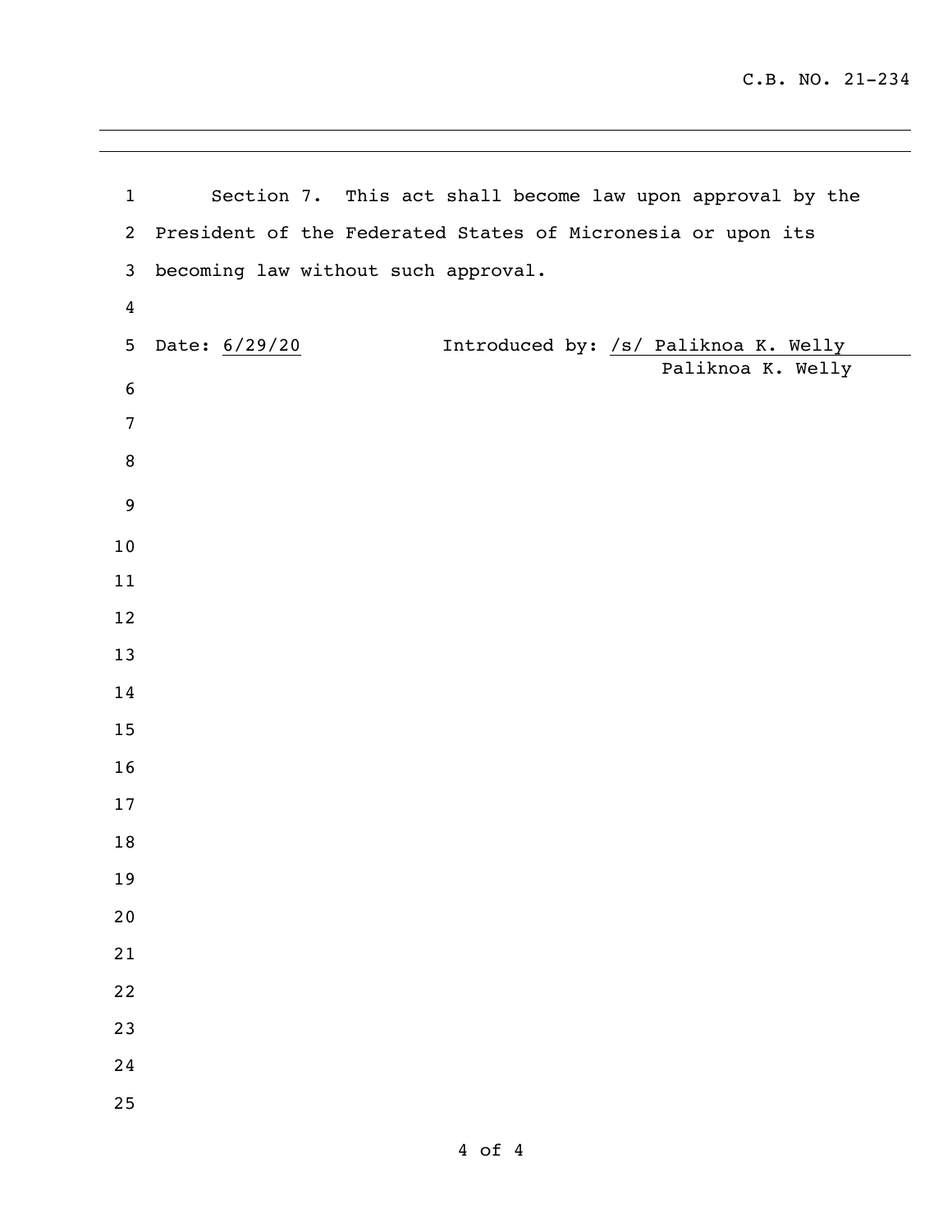Section 7. This act shall become law upon approval by the President of the Federated States of Micronesia or upon its becoming law without such approval.

Date: 6/29/20 Introduced by: /s/ Paliknoa K. Welly

Paliknoa K. Welly